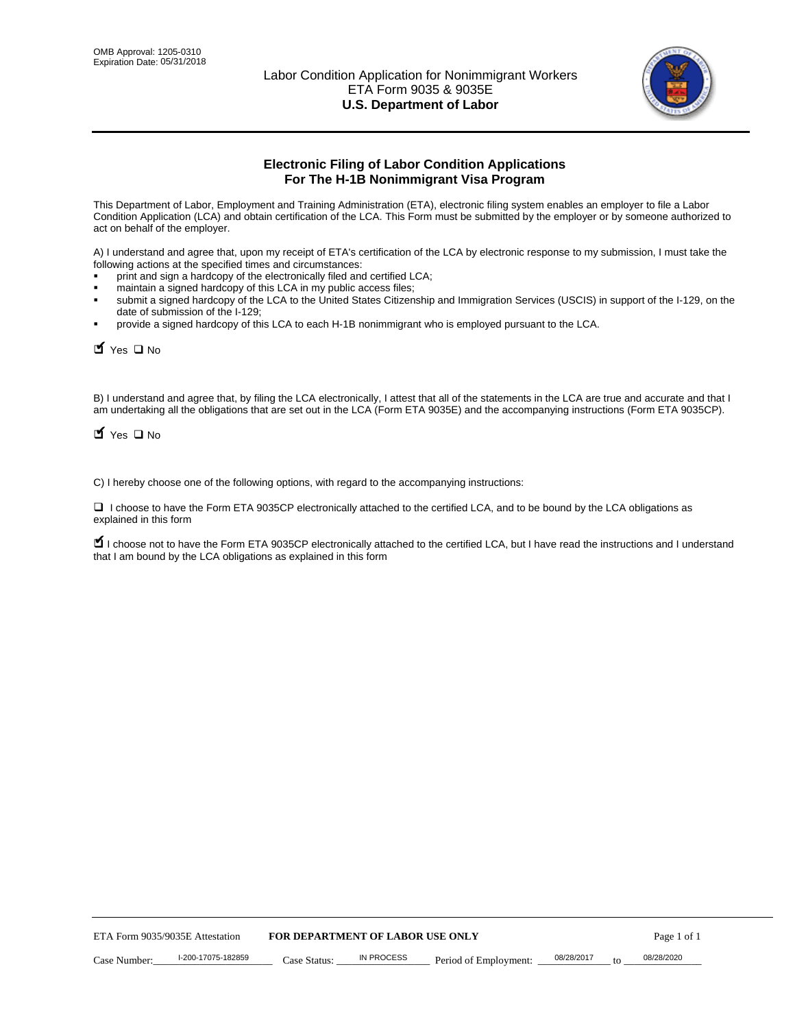OMB Approval: 1205-0310
Expiration Date: 05/31/2018

# Labor Condition Application for Nonimmigrant Workers
## ETA Form 9035 & 9035E
## **U.S. Department of Labor**

## **Electronic Filing of Labor Condition Applications For The H-1B Nonimmigrant Visa Program**

This Department of Labor, Employment and Training Administration (ETA), electronic filing system enables an employer to file a Labor Condition Application (LCA) and obtain certification of the LCA. This Form must be submitted by the employer or by someone authorized to act on behalf of the employer.

A) I understand and agree that, upon my receipt of ETA's certification of the LCA by electronic response to my submission, I must take the following actions at the specified times and circumstances:

- print and sign a hardcopy of the electronically filed and certified LCA;
- maintain a signed hardcopy of this LCA in my public access files;
- submit a signed hardcopy of the LCA to the United States Citizenship and Immigration Services (USCIS) in support of the I-129, on the date of submission of the I-129;
- provide a signed hardcopy of this LCA to each H-1B nonimmigrant who is employed pursuant to the LCA.

☑ Yes ☐ No

B) I understand and agree that, by filing the LCA electronically, I attest that all of the statements in the LCA are true and accurate and that I am undertaking all the obligations that are set out in the LCA (Form ETA 9035E) and the accompanying instructions (Form ETA 9035CP).

☑ Yes ☐ No

C) I hereby choose one of the following options, with regard to the accompanying instructions:

☐ I choose to have the Form ETA 9035CP electronically attached to the certified LCA, and to be bound by the LCA obligations as explained in this form

☑ I choose not to have the Form ETA 9035CP electronically attached to the certified LCA, but I have read the instructions and I understand that I am bound by the LCA obligations as explained in this form

ETA Form 9035/9035E Attestation **FOR DEPARTMENT OF LABOR USE ONLY**

Case Number: I-200-17075-182859 Case Status: IN PROCESS Period of Employment: 08/28/2017 to 08/28/2020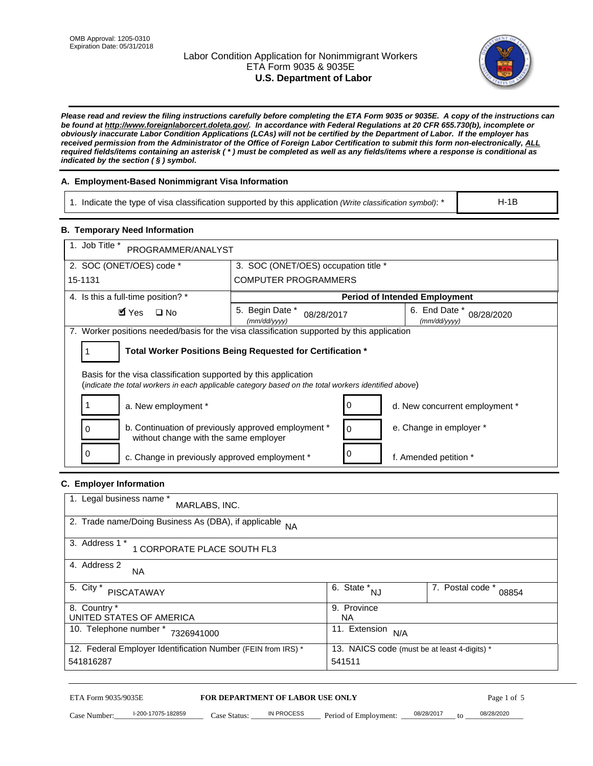OMB Approval: 1205-0310
Expiration Date: 05/31/2018

# Labor Condition Application for Nonimmigrant Workers
## ETA Form 9035 & 9035E
## U.S. Department of Labor

***Please read and review the filing instructions carefully before completing the ETA Form 9035 or 9035E. A copy of the instructions can be found at http://www.foreignlaborcert.doleta.gov/. In accordance with Federal Regulations at 20 CFR 655.730(b), incomplete or obviously inaccurate Labor Condition Applications (LCAs) will not be certified by the Department of Labor. If the employer has received permission from the Administrator of the Office of Foreign Labor Certification to submit this form non-electronically, ALL required fields/items containing an asterisk ( * ) must be completed as well as any fields/items where a response is conditional as indicated by the section ( § ) symbol.***

### A. Employment-Based Nonimmigrant Visa Information

| 1. Indicate the type of visa classification supported by this application *(Write classification symbol)*: * | H-1B |
|---|---|

### B. Temporary Need Information

| 1. Job Title * PROGRAMMER/ANALYST | | |
|---|---|---|
| 2. SOC (ONET/OES) code * 15-1131 | 3. SOC (ONET/OES) occupation title * COMPUTER PROGRAMMERS | |
| 4. Is this a full-time position? * ☑ Yes ☐ No | **Period of Intended Employment** | |
| | 5. Begin Date * *(mm/dd/yyyy)* 08/28/2017 | 6. End Date * *(mm/dd/yyyy)* 08/28/2020 |

7. Worker positions needed/basis for the visa classification supported by this application

1 **Total Worker Positions Being Requested for Certification ***

Basis for the visa classification supported by this application
(*indicate the total workers in each applicable category based on the total workers identified above*)

| | | | |
|---|---|---|---|
| 1 | a. New employment * | 0 | d. New concurrent employment * |
| 0 | b. Continuation of previously approved employment * without change with the same employer | 0 | e. Change in employer * |
| 0 | c. Change in previously approved employment * | 0 | f. Amended petition * |

### C. Employer Information

| | | |
|---|---|---|
| 1. Legal business name * MARLABS, INC. | | |
| 2. Trade name/Doing Business As (DBA), if applicable NA | | |
| 3. Address 1 * 1 CORPORATE PLACE SOUTH FL3 | | |
| 4. Address 2 NA | | |
| 5. City * PISCATAWAY | 6. State * NJ | 7. Postal code * 08854 |
| 8. Country * UNITED STATES OF AMERICA | 9. Province NA | |
| 10. Telephone number * 7326941000 | 11. Extension N/A | |
| 12. Federal Employer Identification Number (FEIN from IRS) * 541816287 | 13. NAICS code (must be at least 4-digits) * 541511 | |

ETA Form 9035/9035E **FOR DEPARTMENT OF LABOR USE ONLY**

Case Number: I-200-17075-182859 Case Status: IN PROCESS Period of Employment: 08/28/2017 to 08/28/2020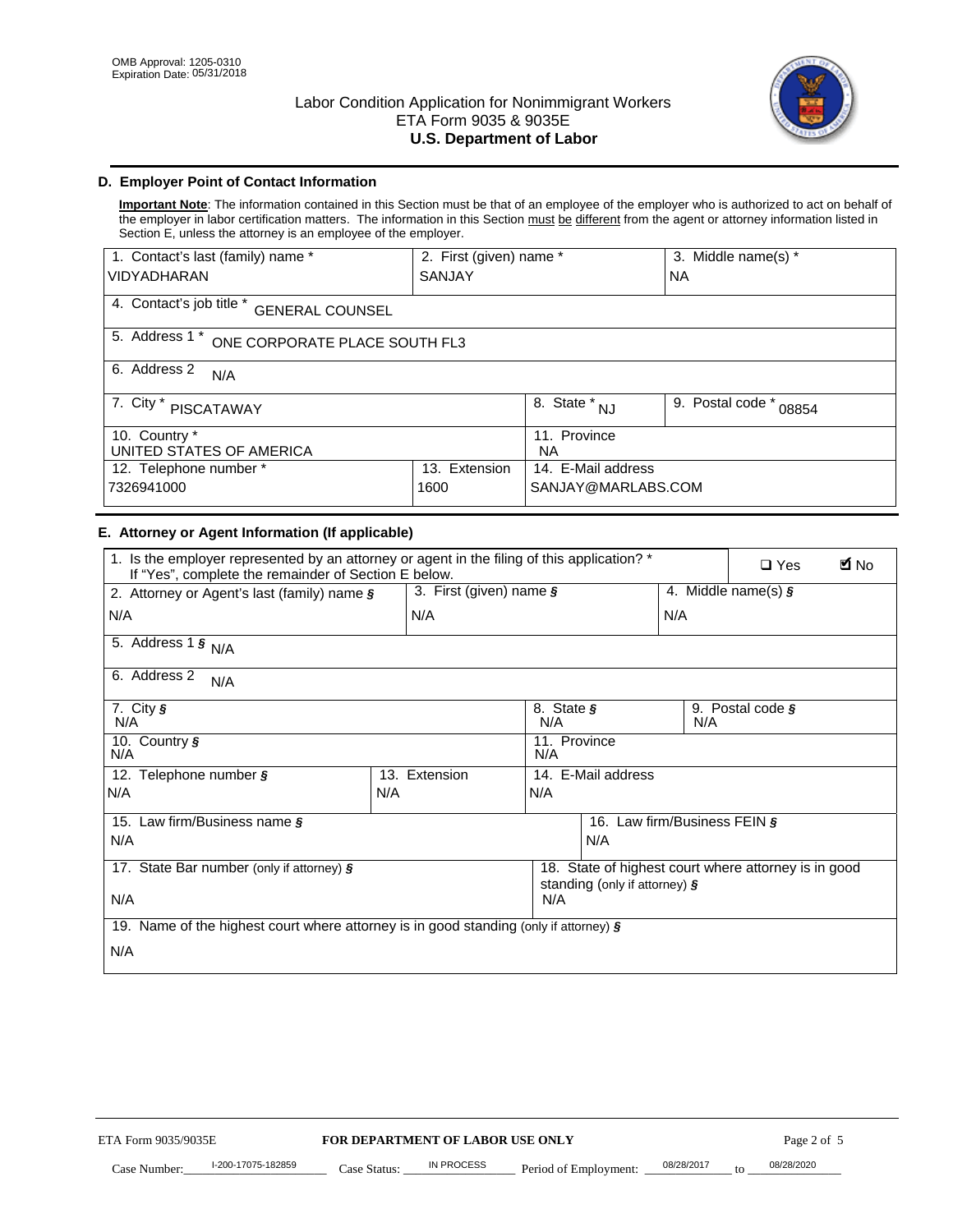OMB Approval: 1205-0310
Expiration Date: 05/31/2018

# Labor Condition Application for Nonimmigrant Workers
## ETA Form 9035 & 9035E
## U.S. Department of Labor

### D. Employer Point of Contact Information

**Important Note**: The information contained in this Section must be that of an employee of the employer who is authorized to act on behalf of the employer in labor certification matters. The information in this Section must be different from the agent or attorney information listed in Section E, unless the attorney is an employee of the employer.

| 1. Contact's last (family) name * | 2. First (given) name * | 3. Middle name(s) * |
|---|---|---|
| VIDYADHARAN | SANJAY | NA |
| 4. Contact's job title * GENERAL COUNSEL | | |
| 5. Address 1 * ONE CORPORATE PLACE SOUTH FL3 | | |
| 6. Address 2 N/A | | |
| 7. City * PISCATAWAY | 8. State * NJ | 9. Postal code * 08854 |
| 10. Country * UNITED STATES OF AMERICA | 11. Province NA | |
| 12. Telephone number * 7326941000 | 13. Extension 1600 | 14. E-Mail address SANJAY@MARLABS.COM |

### E. Attorney or Agent Information (If applicable)

| 1. Is the employer represented by an attorney or agent in the filing of this application? * If "Yes", complete the remainder of Section E below. | | ☐ Yes ☑ No |
|---|---|---|
| 2. Attorney or Agent's last (family) name § N/A | 3. First (given) name § N/A | 4. Middle name(s) § N/A |
| 5. Address 1 § N/A | | |
| 6. Address 2 N/A | | |
| 7. City § N/A | 8. State § N/A | 9. Postal code § N/A |
| 10. Country § N/A | 11. Province N/A | |
| 12. Telephone number § N/A | 13. Extension N/A | 14. E-Mail address N/A |
| 15. Law firm/Business name § N/A | | 16. Law firm/Business FEIN § N/A |
| 17. State Bar number (only if attorney) § N/A | | 18. State of highest court where attorney is in good standing (only if attorney) § N/A |
| 19. Name of the highest court where attorney is in good standing (only if attorney) § N/A | | |

ETA Form 9035/9035E — FOR DEPARTMENT OF LABOR USE ONLY

Case Number: I-200-17075-182859 Case Status: IN PROCESS Period of Employment: 08/28/2017 to 08/28/2020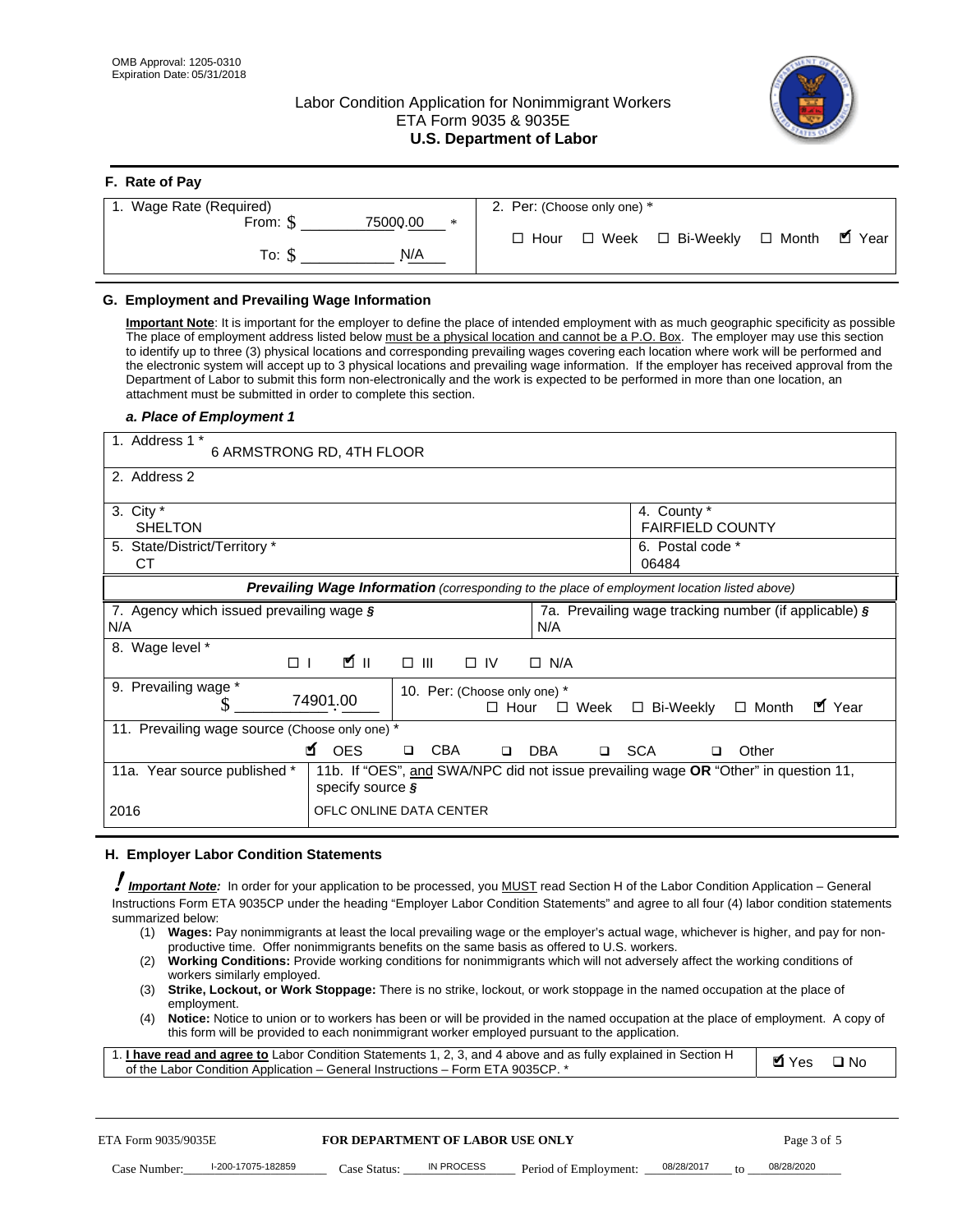OMB Approval: 1205-0310
Expiration Date: 05/31/2018

# Labor Condition Application for Nonimmigrant Workers
## ETA Form 9035 & 9035E
## U.S. Department of Labor

### F. Rate of Pay

| 1. Wage Rate (Required) | 2. Per: (Choose only one) * |
|---|---|
| From: $ 75000.00 * | ☐ Hour ☐ Week ☐ Bi-Weekly ☐ Month ☑ Year |
| To: $ N/A | |

### G. Employment and Prevailing Wage Information

**Important Note**: It is important for the employer to define the place of intended employment with as much geographic specificity as possible The place of employment address listed below must be a physical location and cannot be a P.O. Box. The employer may use this section to identify up to three (3) physical locations and corresponding prevailing wages covering each location where work will be performed and the electronic system will accept up to 3 physical locations and prevailing wage information. If the employer has received approval from the Department of Labor to submit this form non-electronically and the work is expected to be performed in more than one location, an attachment must be submitted in order to complete this section.

#### *a. Place of Employment 1*

| | |
|---|---|
| 1. Address 1 * 6 ARMSTRONG RD, 4TH FLOOR | |
| 2. Address 2 | |
| 3. City * SHELTON | 4. County * FAIRFIELD COUNTY |
| 5. State/District/Territory * CT | 6. Postal code * 06484 |

***Prevailing Wage Information*** *(corresponding to the place of employment location listed above)*

| | |
|---|---|
| 7. Agency which issued prevailing wage § N/A | 7a. Prevailing wage tracking number (if applicable) § N/A |
| 8. Wage level * ☐ I ☑ II ☐ III ☐ IV ☐ N/A | |
| 9. Prevailing wage * $ 74901.00 | 10. Per: (Choose only one) * ☐ Hour ☐ Week ☐ Bi-Weekly ☐ Month ☑ Year |
| 11. Prevailing wage source (Choose only one) * ☑ OES ☐ CBA ☐ DBA ☐ SCA ☐ Other | |
| 11a. Year source published * 2016 | 11b. If "OES", and SWA/NPC did not issue prevailing wage OR "Other" in question 11, specify source § OFLC ONLINE DATA CENTER |

### H. Employer Labor Condition Statements

***Important Note:*** In order for your application to be processed, you MUST read Section H of the Labor Condition Application – General Instructions Form ETA 9035CP under the heading "Employer Labor Condition Statements" and agree to all four (4) labor condition statements summarized below:

(1) **Wages:** Pay nonimmigrants at least the local prevailing wage or the employer's actual wage, whichever is higher, and pay for non-productive time. Offer nonimmigrants benefits on the same basis as offered to U.S. workers.
(2) **Working Conditions:** Provide working conditions for nonimmigrants which will not adversely affect the working conditions of workers similarly employed.
(3) **Strike, Lockout, or Work Stoppage:** There is no strike, lockout, or work stoppage in the named occupation at the place of employment.
(4) **Notice:** Notice to union or to workers has been or will be provided in the named occupation at the place of employment. A copy of this form will be provided to each nonimmigrant worker employed pursuant to the application.

| | |
|---|---|
| 1. **I have read and agree to** Labor Condition Statements 1, 2, 3, and 4 above and as fully explained in Section H of the Labor Condition Application – General Instructions – Form ETA 9035CP. * | ☑ Yes ☐ No |

ETA Form 9035/9035E | **FOR DEPARTMENT OF LABOR USE ONLY**

Case Number: I-200-17075-182859 Case Status: IN PROCESS Period of Employment: 08/28/2017 to 08/28/2020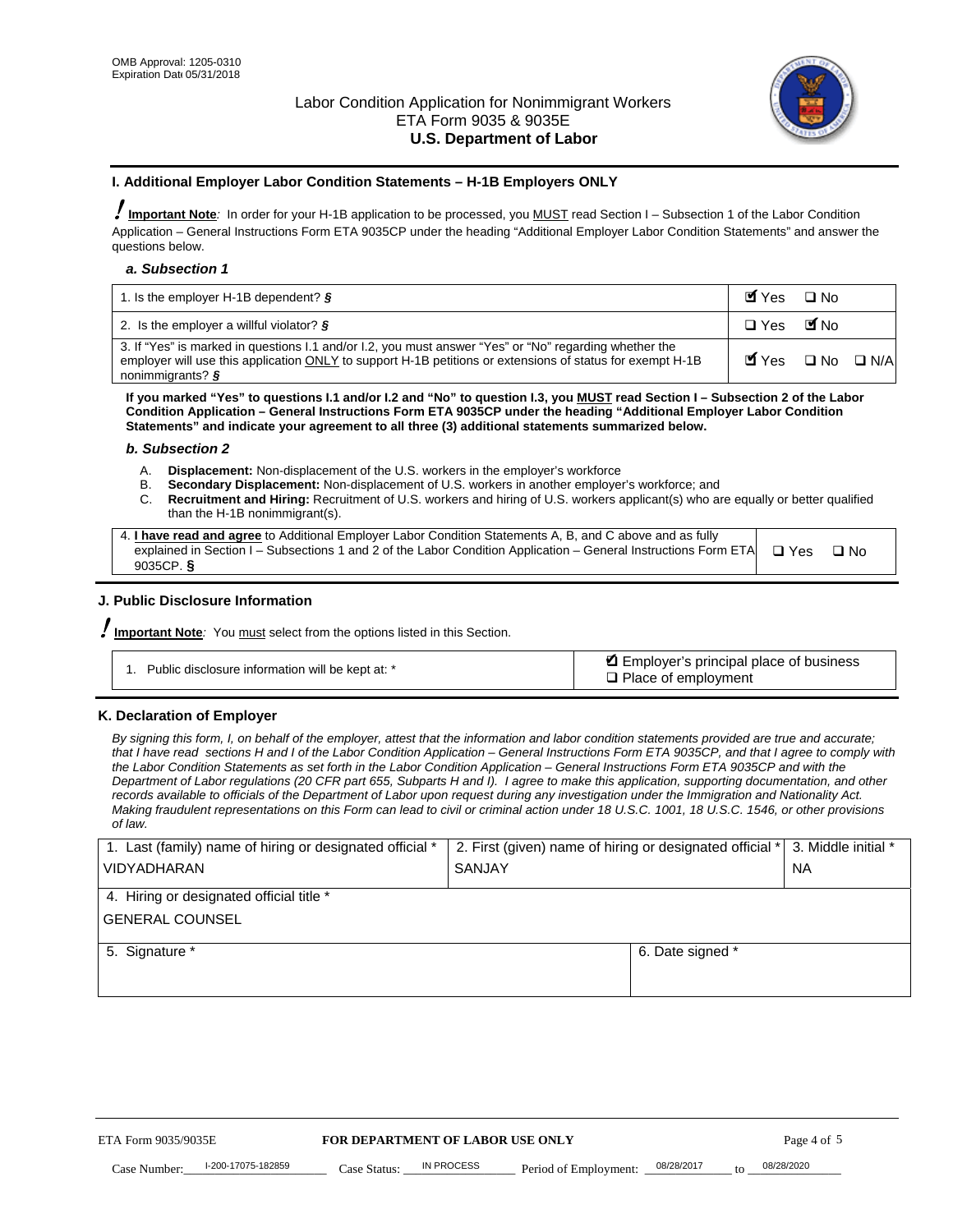OMB Approval: 1205-0310
Expiration Date 05/31/2018

# Labor Condition Application for Nonimmigrant Workers
ETA Form 9035 & 9035E
**U.S. Department of Labor**

## I. Additional Employer Labor Condition Statements – H-1B Employers ONLY

**Important Note**: In order for your H-1B application to be processed, you MUST read Section I – Subsection 1 of the Labor Condition Application – General Instructions Form ETA 9035CP under the heading "Additional Employer Labor Condition Statements" and answer the questions below.

### *a. Subsection 1*

| | |
|---|---|
| 1. Is the employer H-1B dependent? § | ☑ Yes ❑ No |
| 2. Is the employer a willful violator? § | ❑ Yes ☑ No |
| 3. If "Yes" is marked in questions I.1 and/or I.2, you must answer "Yes" or "No" regarding whether the employer will use this application ONLY to support H-1B petitions or extensions of status for exempt H-1B nonimmigrants? § | ☑ Yes ❑ No ❑ N/A |

**If you marked "Yes" to questions I.1 and/or I.2 and "No" to question I.3, you MUST read Section I – Subsection 2 of the Labor Condition Application – General Instructions Form ETA 9035CP under the heading "Additional Employer Labor Condition Statements" and indicate your agreement to all three (3) additional statements summarized below.**

### *b. Subsection 2*

A. **Displacement:** Non-displacement of the U.S. workers in the employer's workforce
B. **Secondary Displacement:** Non-displacement of U.S. workers in another employer's workforce; and
C. **Recruitment and Hiring:** Recruitment of U.S. workers and hiring of U.S. workers applicant(s) who are equally or better qualified than the H-1B nonimmigrant(s).

| | |
|---|---|
| 4. **I have read and agree** to Additional Employer Labor Condition Statements A, B, and C above and as fully explained in Section I – Subsections 1 and 2 of the Labor Condition Application – General Instructions Form ETA 9035CP. § | ❑ Yes ❑ No |

## J. Public Disclosure Information

**Important Note**: You must select from the options listed in this Section.

| | |
|---|---|
| 1. Public disclosure information will be kept at: * | ☑ Employer's principal place of business ❑ Place of employment |

## K. Declaration of Employer

*By signing this form, I, on behalf of the employer, attest that the information and labor condition statements provided are true and accurate; that I have read sections H and I of the Labor Condition Application – General Instructions Form ETA 9035CP, and that I agree to comply with the Labor Condition Statements as set forth in the Labor Condition Application – General Instructions Form ETA 9035CP and with the Department of Labor regulations (20 CFR part 655, Subparts H and I). I agree to make this application, supporting documentation, and other records available to officials of the Department of Labor upon request during any investigation under the Immigration and Nationality Act. Making fraudulent representations on this Form can lead to civil or criminal action under 18 U.S.C. 1001, 18 U.S.C. 1546, or other provisions of law.*

| 1. Last (family) name of hiring or designated official * | 2. First (given) name of hiring or designated official * | 3. Middle initial * |
|---|---|---|
| VIDYADHARAN | SANJAY | NA |
| 4. Hiring or designated official title * | | |
| GENERAL COUNSEL | | |
| 5. Signature * | 6. Date signed * | |
| | | |

ETA Form 9035/9035E — **FOR DEPARTMENT OF LABOR USE ONLY**

Case Number: I-200-17075-182859 Case Status: IN PROCESS Period of Employment: 08/28/2017 to 08/28/2020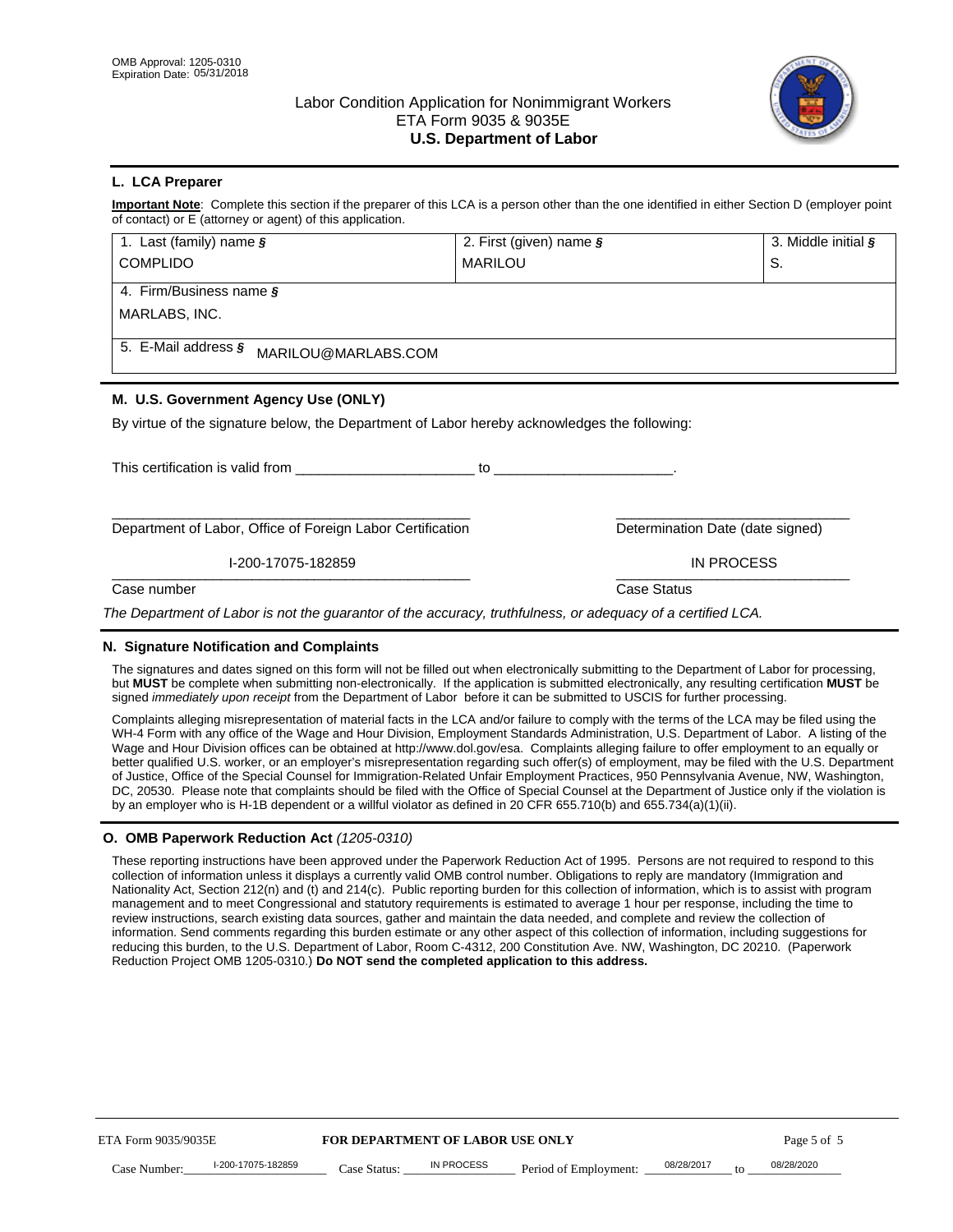OMB Approval: 1205-0310
Expiration Date: 05/31/2018

Labor Condition Application for Nonimmigrant Workers
ETA Form 9035 & 9035E
**U.S. Department of Labor**

## L. LCA Preparer

**Important Note**: Complete this section if the preparer of this LCA is a person other than the one identified in either Section D (employer point of contact) or E (attorney or agent) of this application.

| 1. Last (family) name § | 2. First (given) name § | 3. Middle initial § |
|---|---|---|
| COMPLIDO | MARILOU | S. |

4. Firm/Business name §
MARLABS, INC.

5. E-Mail address § MARILOU@MARLABS.COM

## M. U.S. Government Agency Use (ONLY)

By virtue of the signature below, the Department of Labor hereby acknowledges the following:

This certification is valid from ______________________ to ______________________.

______________________________________________ Department of Labor, Office of Foreign Labor Certification

______________________________ Determination Date (date signed)

I-200-17075-182859
Case number

IN PROCESS
Case Status

*The Department of Labor is not the guarantor of the accuracy, truthfulness, or adequacy of a certified LCA.*

## N. Signature Notification and Complaints

The signatures and dates signed on this form will not be filled out when electronically submitting to the Department of Labor for processing, but **MUST** be complete when submitting non-electronically. If the application is submitted electronically, any resulting certification **MUST** be signed *immediately upon receipt* from the Department of Labor before it can be submitted to USCIS for further processing.

Complaints alleging misrepresentation of material facts in the LCA and/or failure to comply with the terms of the LCA may be filed using the WH-4 Form with any office of the Wage and Hour Division, Employment Standards Administration, U.S. Department of Labor. A listing of the Wage and Hour Division offices can be obtained at http://www.dol.gov/esa. Complaints alleging failure to offer employment to an equally or better qualified U.S. worker, or an employer's misrepresentation regarding such offer(s) of employment, may be filed with the U.S. Department of Justice, Office of the Special Counsel for Immigration-Related Unfair Employment Practices, 950 Pennsylvania Avenue, NW, Washington, DC, 20530. Please note that complaints should be filed with the Office of Special Counsel at the Department of Justice only if the violation is by an employer who is H-1B dependent or a willful violator as defined in 20 CFR 655.710(b) and 655.734(a)(1)(ii).

## O. OMB Paperwork Reduction Act *(1205-0310)*

These reporting instructions have been approved under the Paperwork Reduction Act of 1995. Persons are not required to respond to this collection of information unless it displays a currently valid OMB control number. Obligations to reply are mandatory (Immigration and Nationality Act, Section 212(n) and (t) and 214(c). Public reporting burden for this collection of information, which is to assist with program management and to meet Congressional and statutory requirements is estimated to average 1 hour per response, including the time to review instructions, search existing data sources, gather and maintain the data needed, and complete and review the collection of information. Send comments regarding this burden estimate or any other aspect of this collection of information, including suggestions for reducing this burden, to the U.S. Department of Labor, Room C-4312, 200 Constitution Ave. NW, Washington, DC 20210. (Paperwork Reduction Project OMB 1205-0310.) **Do NOT send the completed application to this address.**

ETA Form 9035/9035E **FOR DEPARTMENT OF LABOR USE ONLY**

Case Number: I-200-17075-182859 Case Status: IN PROCESS Period of Employment: 08/28/2017 to 08/28/2020